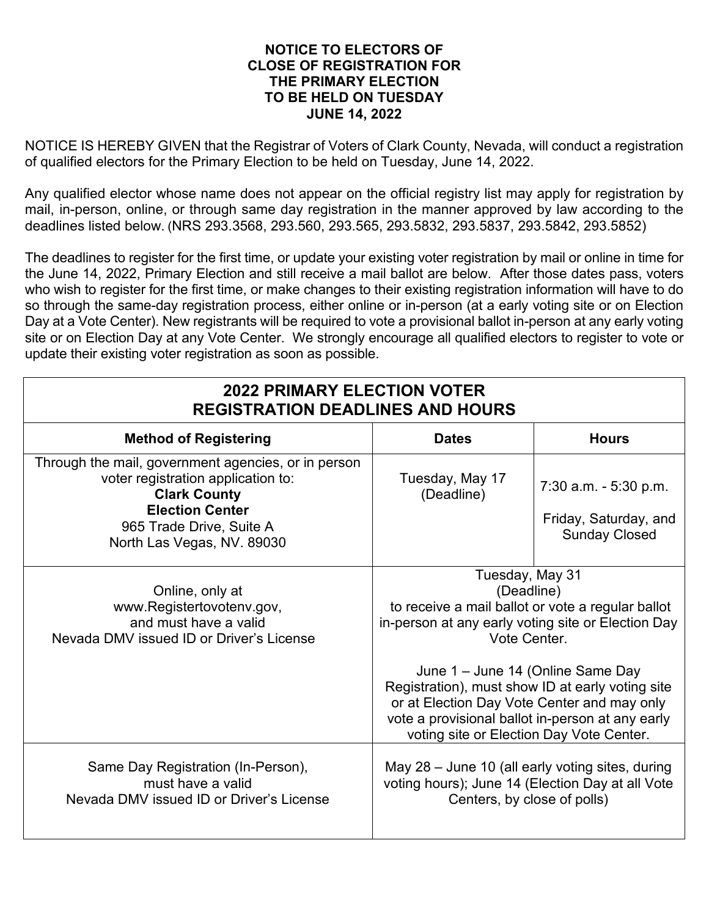# NOTICE TO ELECTORS OF CLOSE OF REGISTRATION FOR THE PRIMARY ELECTION TO BE HELD ON TUESDAY JUNE 14, 2022

NOTICE IS HEREBY GIVEN that the Registrar of Voters of Clark County, Nevada, will conduct a registration of qualified electors for the Primary Election to be held on Tuesday, June 14, 2022.

Any qualified elector whose name does not appear on the official registry list may apply for registration by mail, in-person, online, or through same day registration in the manner approved by law according to the deadlines listed below. (NRS 293.3568, 293.560, 293.565, 293.5832, 293.5837, 293.5842, 293.5852)

The deadlines to register for the first time, or update your existing voter registration by mail or online in time for the June 14, 2022, Primary Election and still receive a mail ballot are below. After those dates pass, voters who wish to register for the first time, or make changes to their existing registration information will have to do so through the same-day registration process, either online or in-person (at a early voting site or on Election Day at a Vote Center). New registrants will be required to vote a provisional ballot in-person at any early voting site or on Election Day at any Vote Center. We strongly encourage all qualified electors to register to vote or update their existing voter registration as soon as possible.

| **2022 PRIMARY ELECTION VOTER REGISTRATION DEADLINES AND HOURS** | | |
|---|---|---|
| **Method of Registering** | **Dates** | **Hours** |
| Through the mail, government agencies, or in person voter registration application to: **Clark County Election Center** 965 Trade Drive, Suite A North Las Vegas, NV. 89030 | Tuesday, May 17 (Deadline) | 7:30 a.m. - 5:30 p.m. Friday, Saturday, and Sunday Closed |
| Online, only at www.Registertovotenv.gov, and must have a valid Nevada DMV issued ID or Driver's License | Tuesday, May 31 (Deadline) to receive a mail ballot or vote a regular ballot in-person at any early voting site or Election Day Vote Center. June 1 – June 14 (Online Same Day Registration), must show ID at early voting site or at Election Day Vote Center and may only vote a provisional ballot in-person at any early voting site or Election Day Vote Center. | |
| Same Day Registration (In-Person), must have a valid Nevada DMV issued ID or Driver's License | May 28 – June 10 (all early voting sites, during voting hours); June 14 (Election Day at all Vote Centers, by close of polls) | |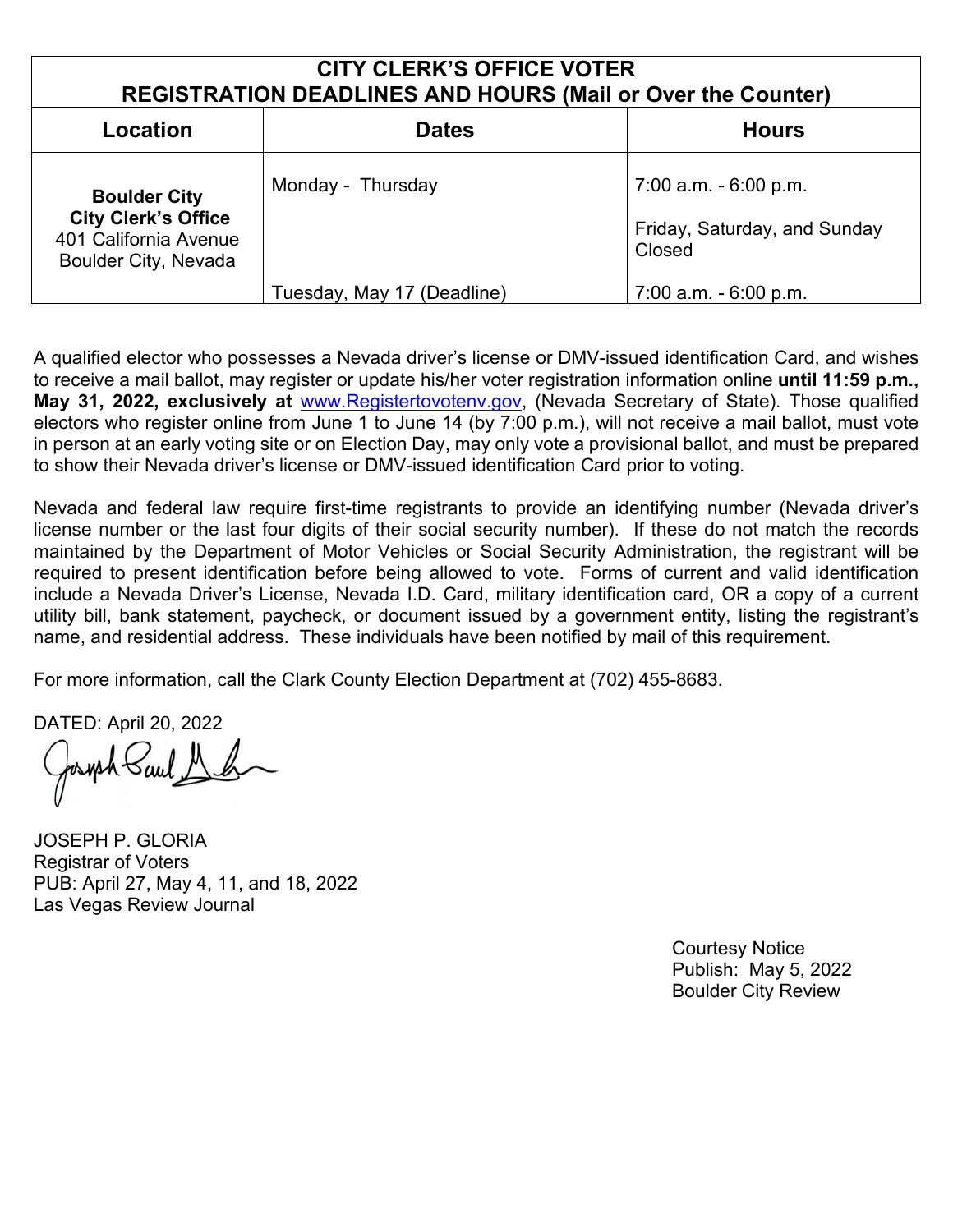| CITY CLERK'S OFFICE VOTER REGISTRATION DEADLINES AND HOURS (Mail or Over the Counter) | | |
|---|---|---|
| **Location** | **Dates** | **Hours** |
| **Boulder City City Clerk's Office** 401 California Avenue Boulder City, Nevada | Monday - Thursday | 7:00 a.m. - 6:00 p.m. Friday, Saturday, and Sunday Closed |
| | Tuesday, May 17 (Deadline) | 7:00 a.m. - 6:00 p.m. |

A qualified elector who possesses a Nevada driver's license or DMV-issued identification Card, and wishes to receive a mail ballot, may register or update his/her voter registration information online **until 11:59 p.m., May 31, 2022, exclusively at** www.Registertovotenv.gov, (Nevada Secretary of State). Those qualified electors who register online from June 1 to June 14 (by 7:00 p.m.), will not receive a mail ballot, must vote in person at an early voting site or on Election Day, may only vote a provisional ballot, and must be prepared to show their Nevada driver's license or DMV-issued identification Card prior to voting.

Nevada and federal law require first-time registrants to provide an identifying number (Nevada driver's license number or the last four digits of their social security number). If these do not match the records maintained by the Department of Motor Vehicles or Social Security Administration, the registrant will be required to present identification before being allowed to vote. Forms of current and valid identification include a Nevada Driver's License, Nevada I.D. Card, military identification card, OR a copy of a current utility bill, bank statement, paycheck, or document issued by a government entity, listing the registrant's name, and residential address. These individuals have been notified by mail of this requirement.

For more information, call the Clark County Election Department at (702) 455-8683.

DATED: April 20, 2022

JOSEPH P. GLORIA
Registrar of Voters
PUB: April 27, May 4, 11, and 18, 2022
Las Vegas Review Journal

Courtesy Notice
Publish: May 5, 2022
Boulder City Review